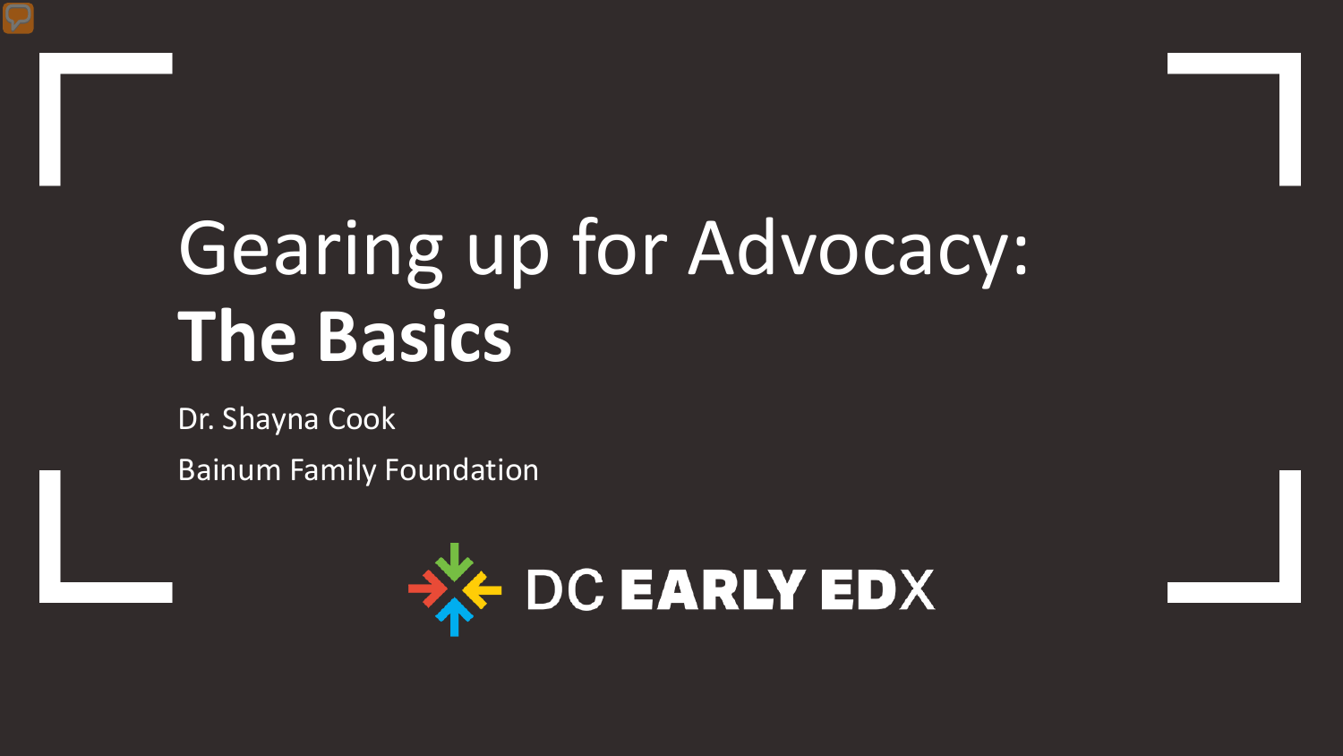# Gearing up for Advocacy: **The Basics**

Dr. Shayna Cook

Bainum Family Foundation

DC EARLY EDX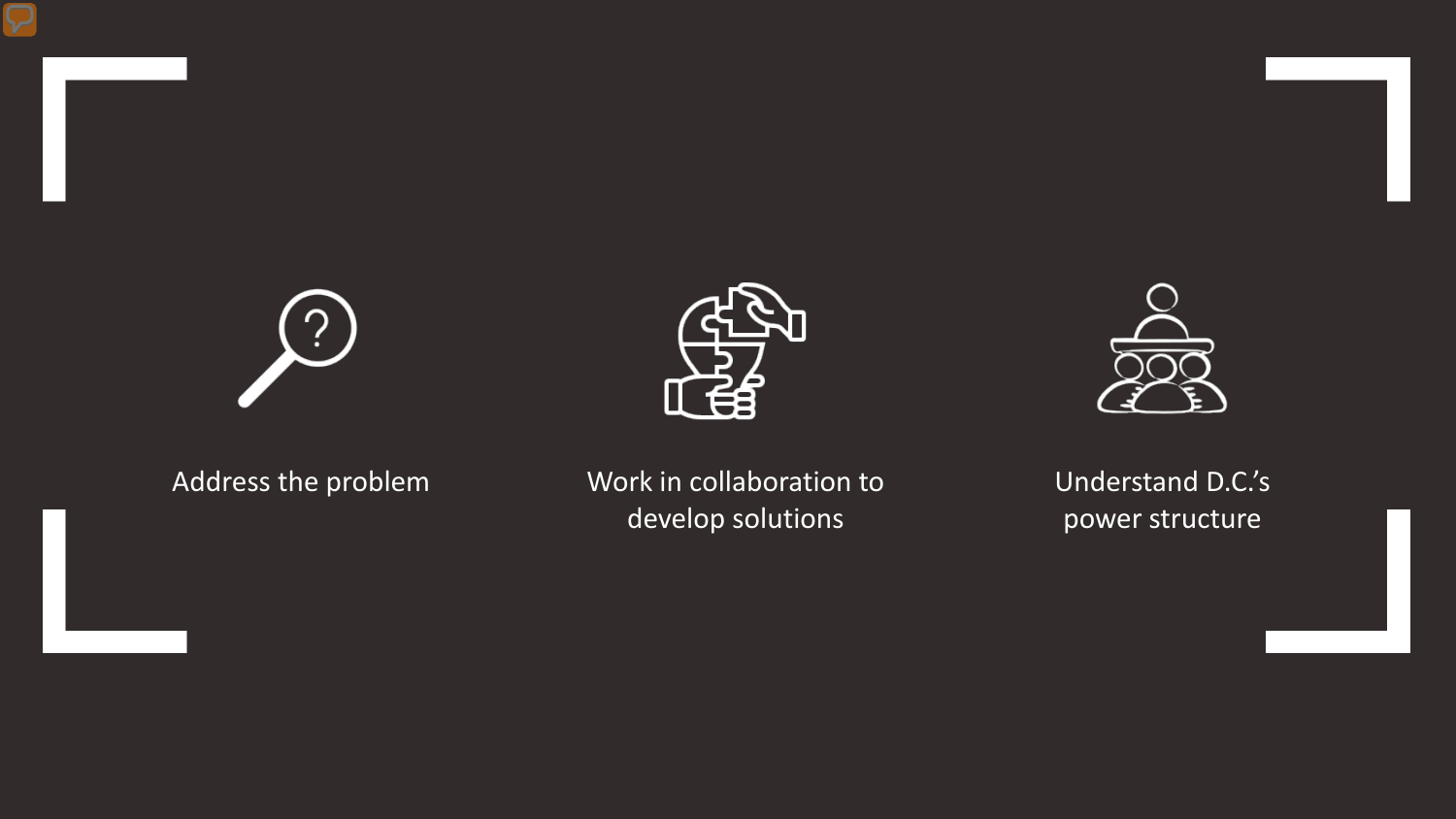Address the problem

Work in collaboration to develop solutions

Understand D.C.'s power structure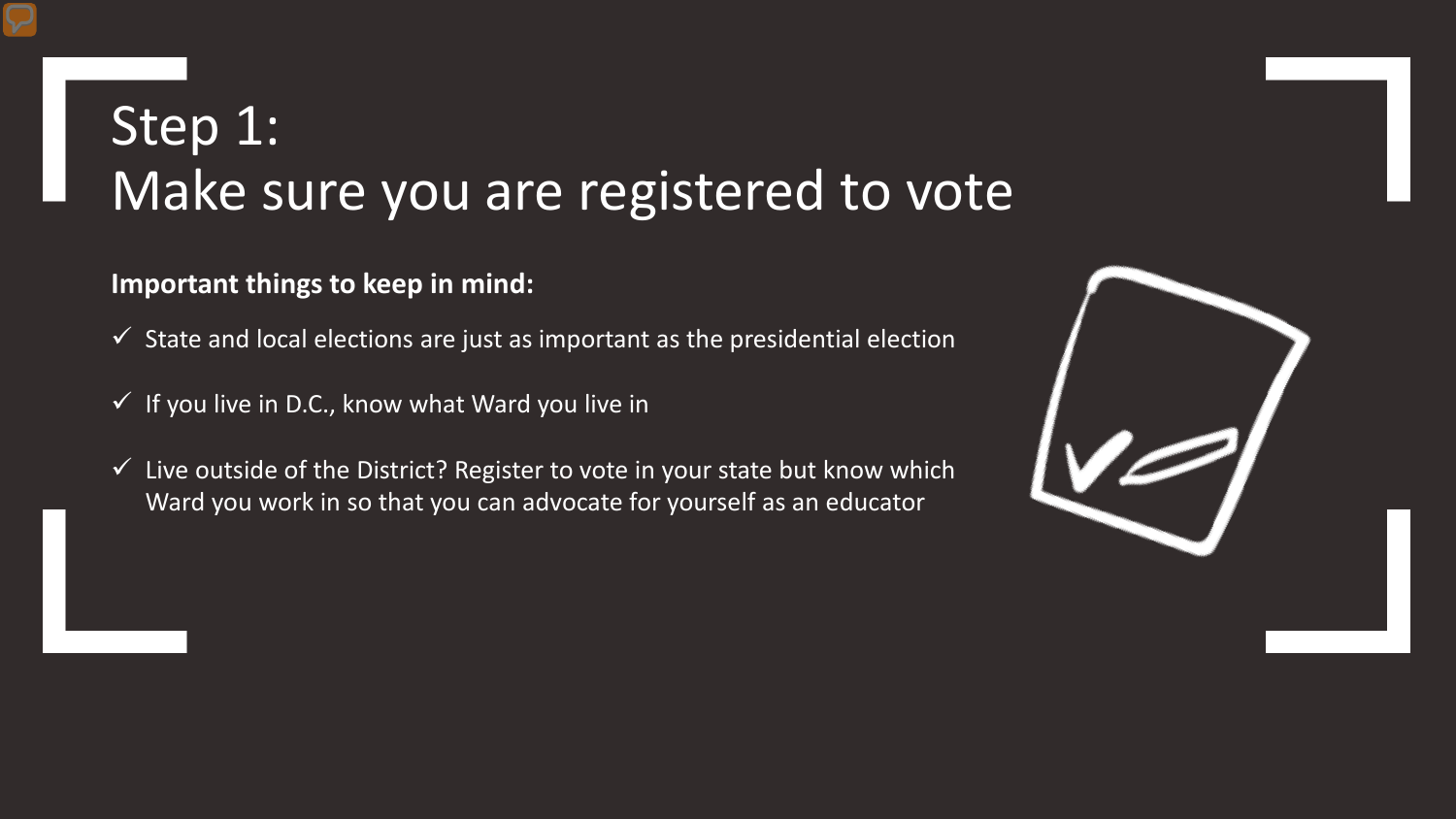# Step 1:
# Make sure you are registered to vote

**Important things to keep in mind:**

- ✓ State and local elections are just as important as the presidential election
- ✓ If you live in D.C., know what Ward you live in
- ✓ Live outside of the District? Register to vote in your state but know which Ward you work in so that you can advocate for yourself as an educator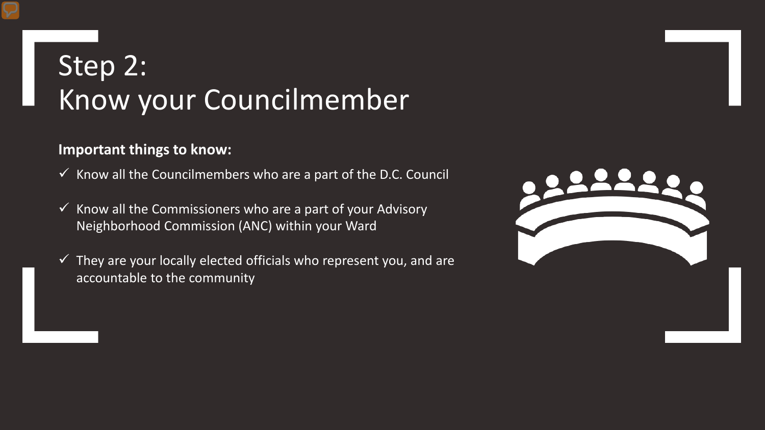# Step 2:
# Know your Councilmember

**Important things to know:**

- ✓ Know all the Councilmembers who are a part of the D.C. Council
- ✓ Know all the Commissioners who are a part of your Advisory Neighborhood Commission (ANC) within your Ward
- ✓ They are your locally elected officials who represent you, and are accountable to the community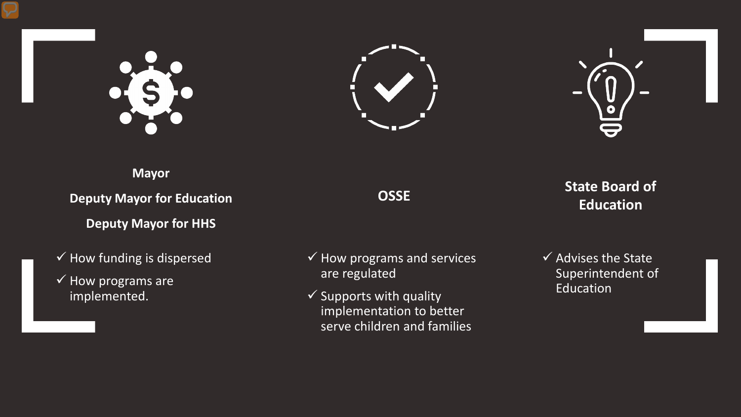**Mayor**

**Deputy Mayor for Education**

**Deputy Mayor for HHS**

- ✓ How funding is dispersed
- ✓ How programs are implemented.

**OSSE**

- ✓ How programs and services are regulated
- ✓ Supports with quality implementation to better serve children and families

**State Board of Education**

- ✓ Advises the State Superintendent of Education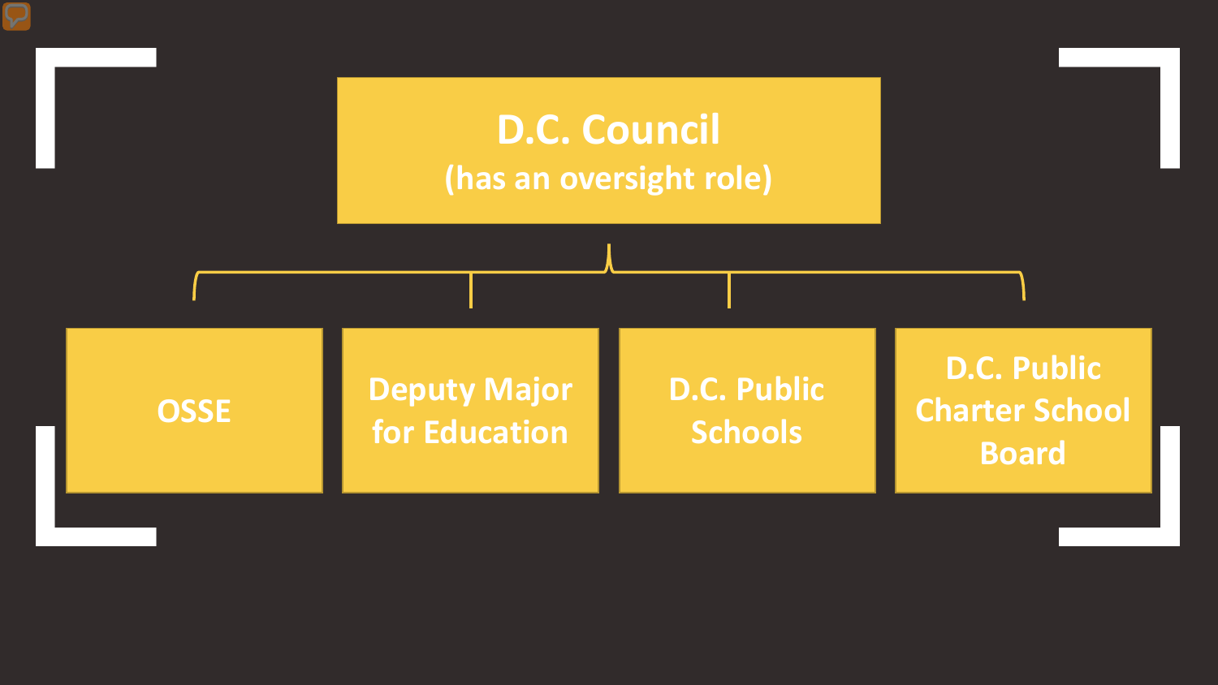# D.C. Council
(has an oversight role)

- OSSE
- Deputy Major for Education
- D.C. Public Schools
- D.C. Public Charter School Board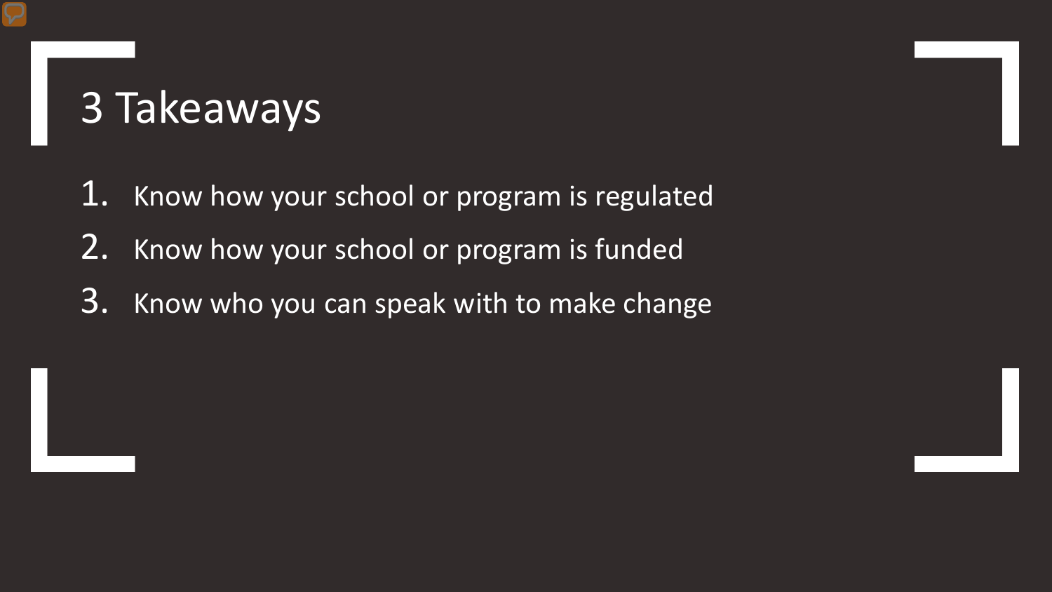# 3 Takeaways

1. Know how your school or program is regulated
2. Know how your school or program is funded
3. Know who you can speak with to make change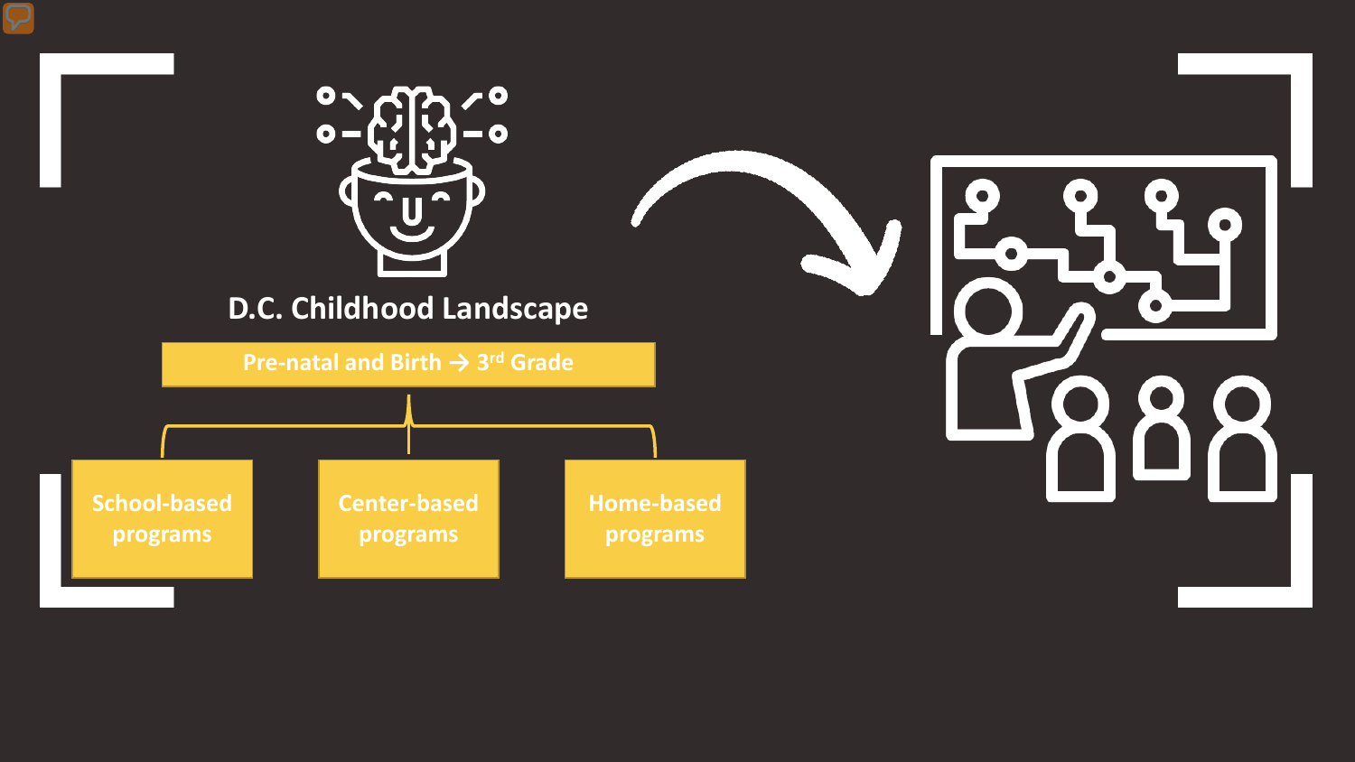## D.C. Childhood Landscape

**Pre-natal and Birth → 3rd Grade**

- School-based programs
- Center-based programs
- Home-based programs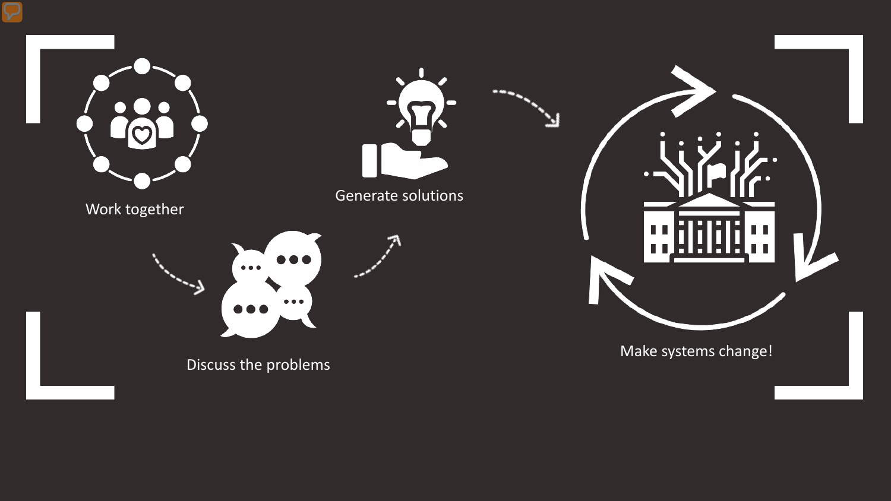Work together

Discuss the problems

Generate solutions

Make systems change!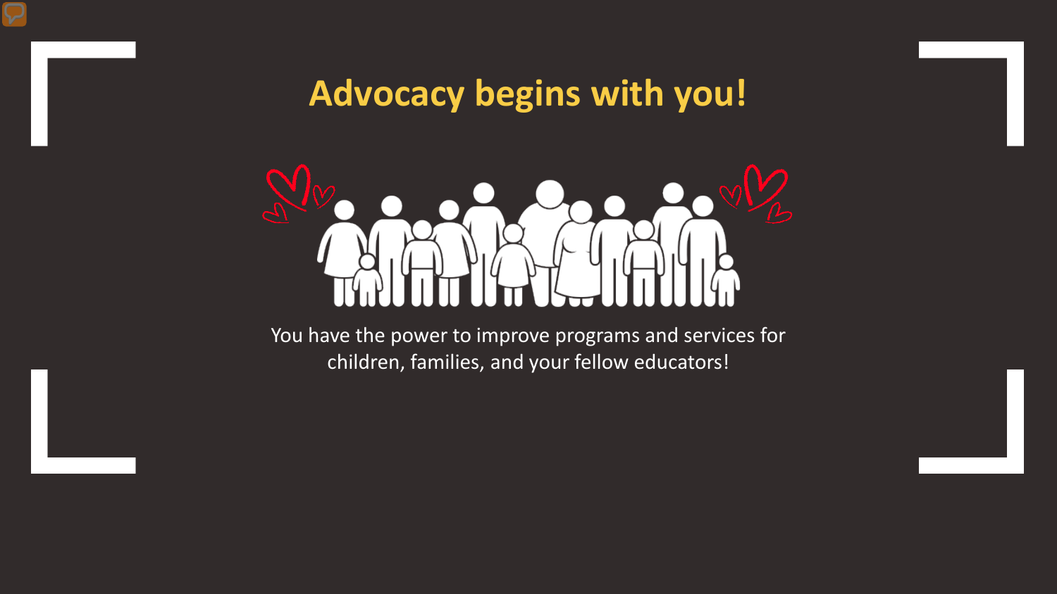# Advocacy begins with you!

You have the power to improve programs and services for children, families, and your fellow educators!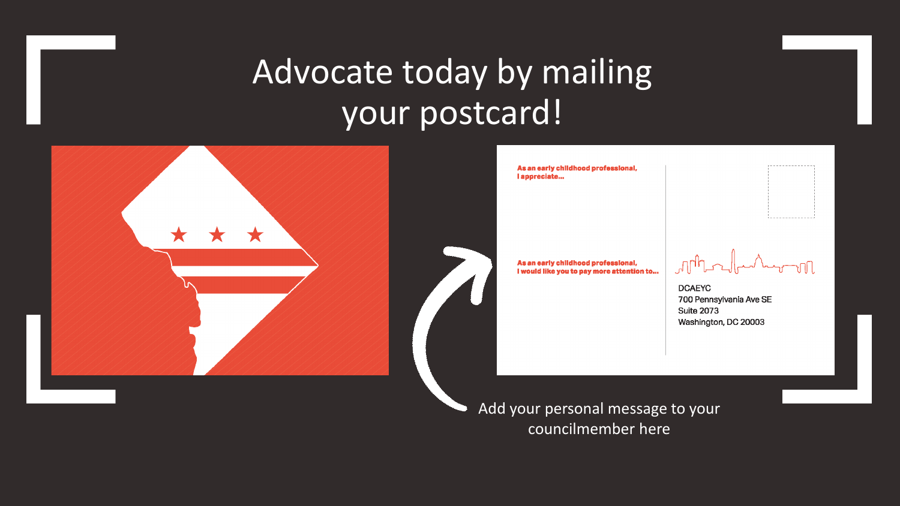# Advocate today by mailing your postcard!

As an early childhood professional, I appreciate...

As an early childhood professional, I would like you to pay more attention to...

DCAEYC
700 Pennsylvania Ave SE
Suite 2073
Washington, DC 20003

Add your personal message to your councilmember here